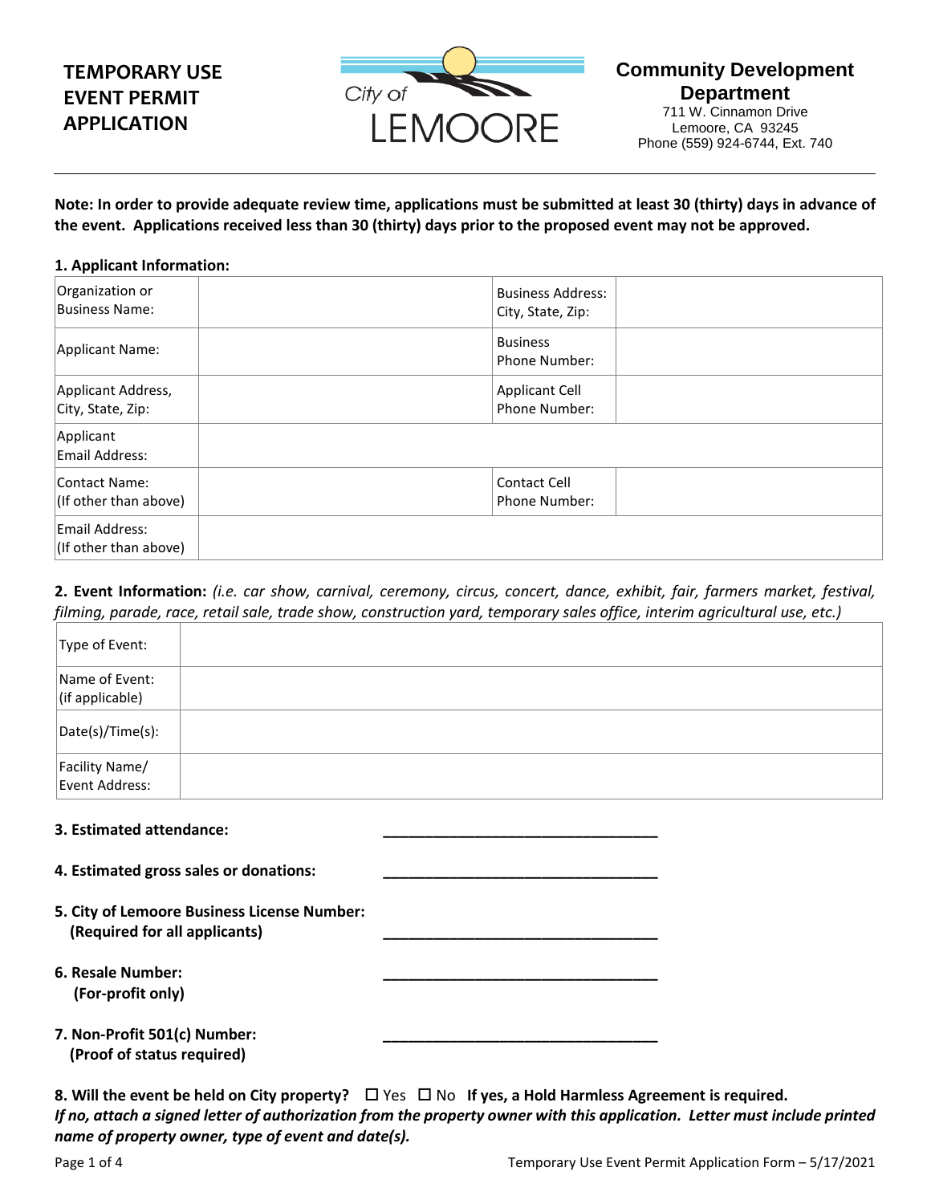# TEMPORARY USE EVENT PERMIT APPLICATION

City of LEMOORE

**Community Development Department**
711 W. Cinnamon Drive
Lemoore, CA 93245
Phone (559) 924-6744, Ext. 740

---

**Note: In order to provide adequate review time, applications must be submitted at least 30 (thirty) days in advance of the event. Applications received less than 30 (thirty) days prior to the proposed event may not be approved.**

**1. Applicant Information:**

| | | | |
|---|---|---|---|
| Organization or Business Name: | | Business Address: City, State, Zip: | |
| Applicant Name: | | Business Phone Number: | |
| Applicant Address, City, State, Zip: | | Applicant Cell Phone Number: | |
| Applicant Email Address: | | | |
| Contact Name: (If other than above) | | Contact Cell Phone Number: | |
| Email Address: (If other than above) | | | |

**2. Event Information:** *(i.e. car show, carnival, ceremony, circus, concert, dance, exhibit, fair, farmers market, festival, filming, parade, race, retail sale, trade show, construction yard, temporary sales office, interim agricultural use, etc.)*

| | |
|---|---|
| Type of Event: | |
| Name of Event: (if applicable) | |
| Date(s)/Time(s): | |
| Facility Name/ Event Address: | |

**3. Estimated attendance:** ________________________________

**4. Estimated gross sales or donations:** ________________________________

**5. City of Lemoore Business License Number:**
**(Required for all applicants)** ________________________________

**6. Resale Number:**
**(For-profit only)** ________________________________

**7. Non-Profit 501(c) Number:**
**(Proof of status required)** ________________________________

**8. Will the event be held on City property?** ☐ Yes ☐ No **If yes, a Hold Harmless Agreement is required.**
***If no, attach a signed letter of authorization from the property owner with this application. Letter must include printed name of property owner, type of event and date(s).***

Temporary Use Event Permit Application Form – 5/17/2021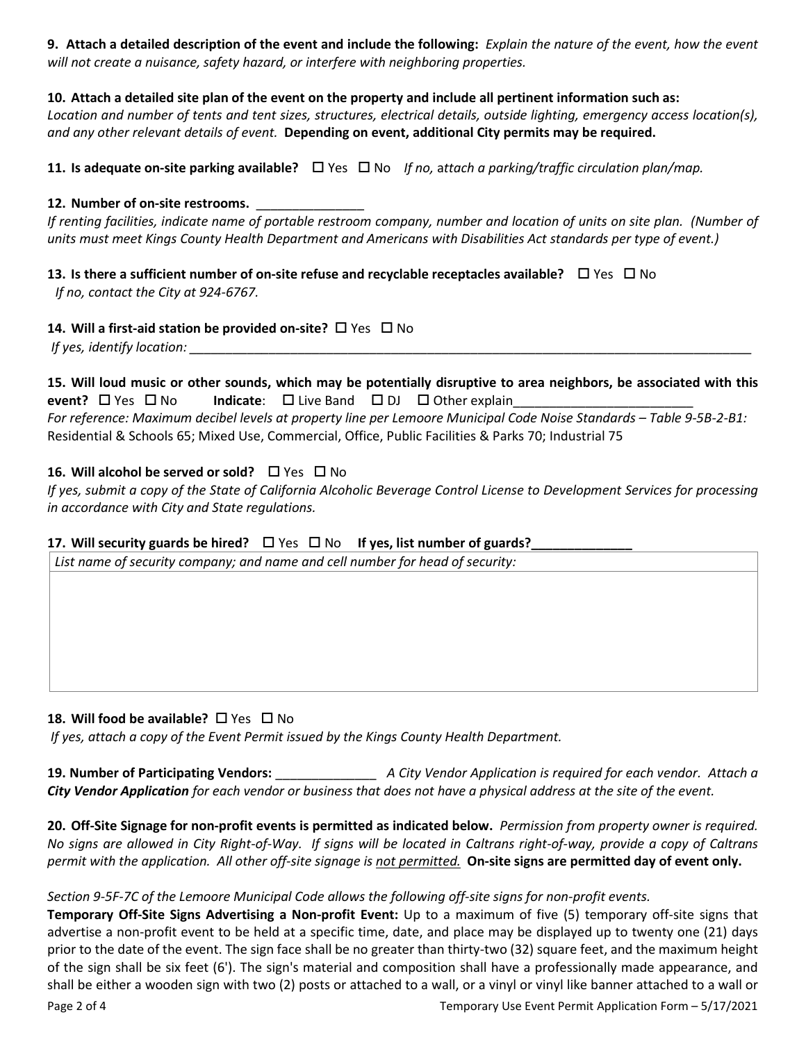**9. Attach a detailed description of the event and include the following:** *Explain the nature of the event, how the event will not create a nuisance, safety hazard, or interfere with neighboring properties.*

**10. Attach a detailed site plan of the event on the property and include all pertinent information such as:**
*Location and number of tents and tent sizes, structures, electrical details, outside lighting, emergency access location(s), and any other relevant details of event.* **Depending on event, additional City permits may be required.**

**11. Is adequate on-site parking available?** ☐ Yes ☐ No *If no, attach a parking/traffic circulation plan/map.*

**12. Number of on-site restrooms.** _______________
*If renting facilities, indicate name of portable restroom company, number and location of units on site plan. (Number of units must meet Kings County Health Department and Americans with Disabilities Act standards per type of event.)*

**13. Is there a sufficient number of on-site refuse and recyclable receptacles available?** ☐ Yes ☐ No
*If no, contact the City at 924-6767.*

**14. Will a first-aid station be provided on-site?** ☐ Yes ☐ No
*If yes, identify location:* ____________________________________________________________________________________

**15. Will loud music or other sounds, which may be potentially disruptive to area neighbors, be associated with this event?** ☐ Yes ☐ No **Indicate**: ☐ Live Band ☐ DJ ☐ Other explain_________________________
*For reference: Maximum decibel levels at property line per Lemoore Municipal Code Noise Standards – Table 9-5B-2-B1:* Residential & Schools 65; Mixed Use, Commercial, Office, Public Facilities & Parks 70; Industrial 75

**16. Will alcohol be served or sold?** ☐ Yes ☐ No
*If yes, submit a copy of the State of California Alcoholic Beverage Control License to Development Services for processing in accordance with City and State regulations.*

**17. Will security guards be hired?** ☐ Yes ☐ No **If yes, list number of guards?______________**

| *List name of security company; and name and cell number for head of security:* |
|---|
| |

**18. Will food be available?** ☐ Yes ☐ No
*If yes, attach a copy of the Event Permit issued by the Kings County Health Department.*

**19. Number of Participating Vendors:** ______________ *A City Vendor Application is required for each vendor. Attach a* ***City Vendor Application*** *for each vendor or business that does not have a physical address at the site of the event.*

**20. Off-Site Signage for non-profit events is permitted as indicated below.** *Permission from property owner is required. No signs are allowed in City Right-of-Way. If signs will be located in Caltrans right-of-way, provide a copy of Caltrans permit with the application. All other off-site signage is not permitted.* **On-site signs are permitted day of event only.**

*Section 9-5F-7C of the Lemoore Municipal Code allows the following off-site signs for non-profit events.*
**Temporary Off-Site Signs Advertising a Non-profit Event:** Up to a maximum of five (5) temporary off-site signs that advertise a non-profit event to be held at a specific time, date, and place may be displayed up to twenty one (21) days prior to the date of the event. The sign face shall be no greater than thirty-two (32) square feet, and the maximum height of the sign shall be six feet (6'). The sign's material and composition shall have a professionally made appearance, and shall be either a wooden sign with two (2) posts or attached to a wall, or a vinyl or vinyl like banner attached to a wall or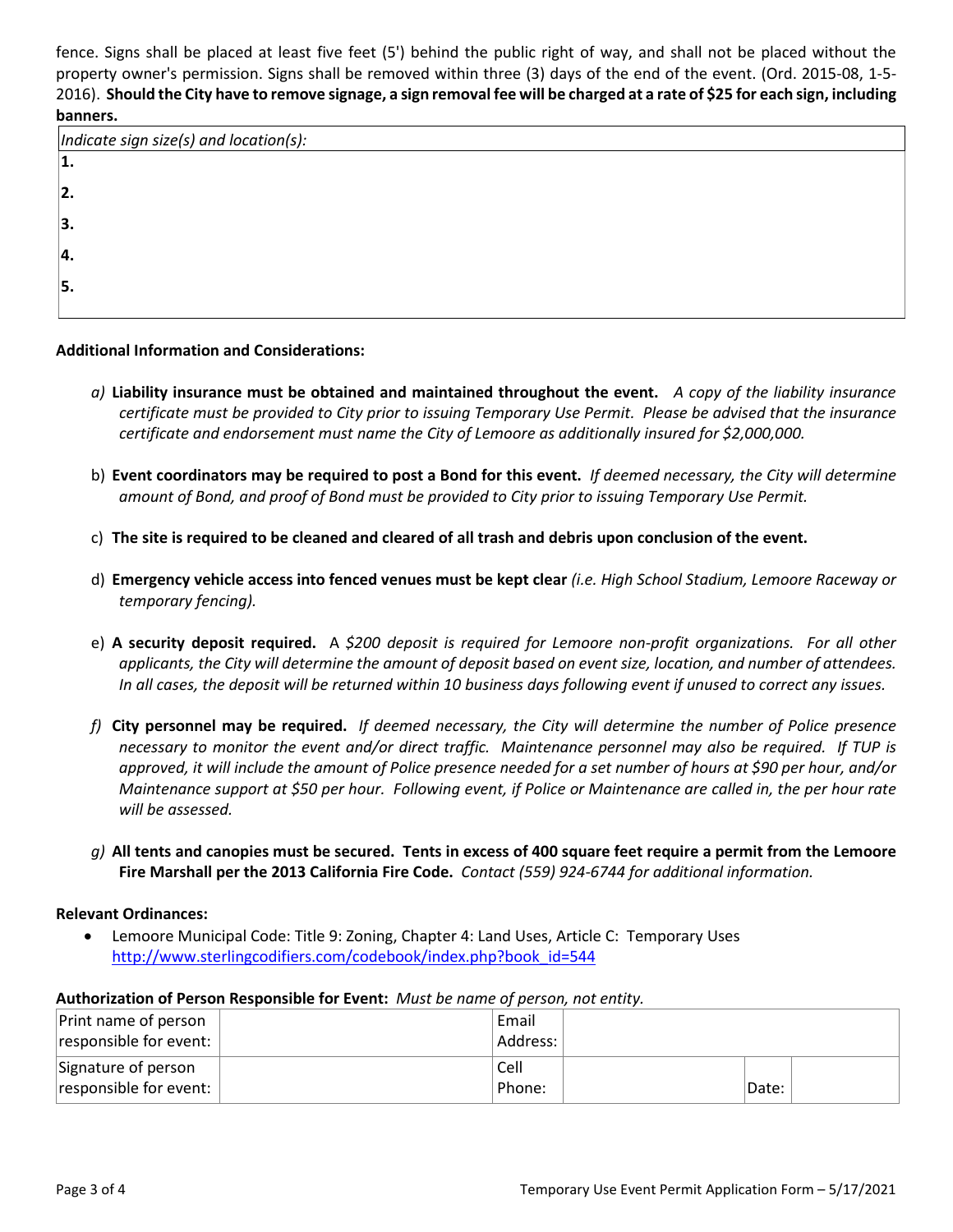fence. Signs shall be placed at least five feet (5') behind the public right of way, and shall not be placed without the property owner's permission. Signs shall be removed within three (3) days of the end of the event. (Ord. 2015-08, 1-5-2016). **Should the City have to remove signage, a sign removal fee will be charged at a rate of $25 for each sign, including banners.**

| *Indicate sign size(s) and location(s):* |
|---|
| **1.** |
| **2.** |
| **3.** |
| **4.** |
| **5.** |

**Additional Information and Considerations:**

*a)* **Liability insurance must be obtained and maintained throughout the event.** *A copy of the liability insurance certificate must be provided to City prior to issuing Temporary Use Permit. Please be advised that the insurance certificate and endorsement must name the City of Lemoore as additionally insured for $2,000,000.*

b) **Event coordinators may be required to post a Bond for this event.** *If deemed necessary, the City will determine amount of Bond, and proof of Bond must be provided to City prior to issuing Temporary Use Permit.*

c) **The site is required to be cleaned and cleared of all trash and debris upon conclusion of the event.**

d) **Emergency vehicle access into fenced venues must be kept clear** *(i.e. High School Stadium, Lemoore Raceway or temporary fencing).*

e) **A security deposit required.** A *$200 deposit is required for Lemoore non-profit organizations. For all other applicants, the City will determine the amount of deposit based on event size, location, and number of attendees. In all cases, the deposit will be returned within 10 business days following event if unused to correct any issues.*

*f)* **City personnel may be required.** *If deemed necessary, the City will determine the number of Police presence necessary to monitor the event and/or direct traffic. Maintenance personnel may also be required. If TUP is approved, it will include the amount of Police presence needed for a set number of hours at $90 per hour, and/or Maintenance support at $50 per hour. Following event, if Police or Maintenance are called in, the per hour rate will be assessed.*

*g)* **All tents and canopies must be secured. Tents in excess of 400 square feet require a permit from the Lemoore Fire Marshall per the 2013 California Fire Code.** *Contact (559) 924-6744 for additional information.*

**Relevant Ordinances:**

- Lemoore Municipal Code: Title 9: Zoning, Chapter 4: Land Uses, Article C: Temporary Uses
  http://www.sterlingcodifiers.com/codebook/index.php?book_id=544

**Authorization of Person Responsible for Event:** *Must be name of person, not entity.*

| Print name of person responsible for event: | | Email Address: | | | |
|---|---|---|---|---|---|
| Signature of person responsible for event: | | Cell Phone: | | Date: | |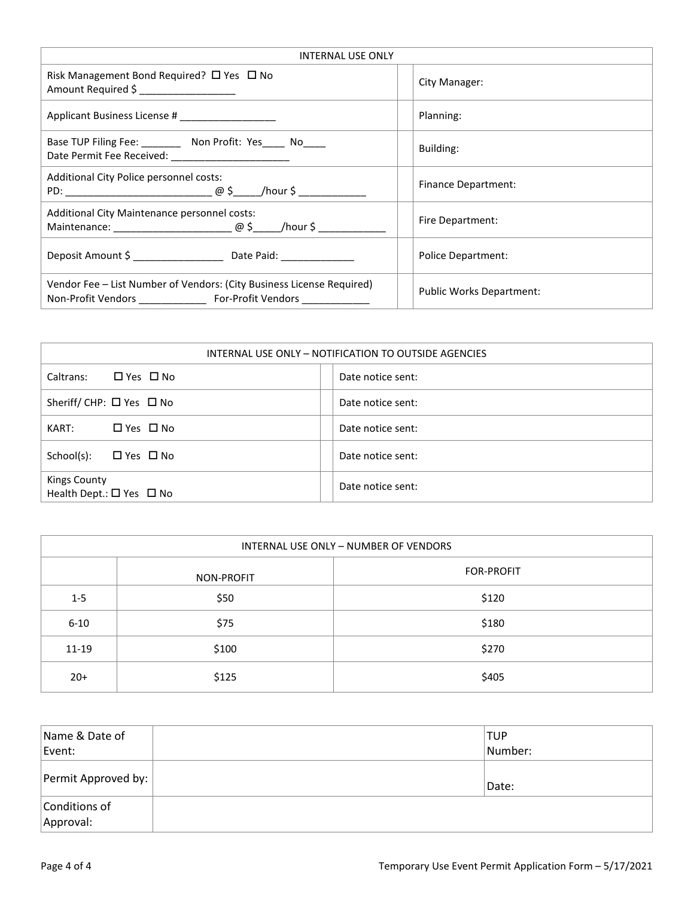| INTERNAL USE ONLY | | |
|---|---|---|
| Risk Management Bond Required? ☐ Yes ☐ No<br>Amount Required $ _________________ | | City Manager: |
| Applicant Business License # _________________ | | Planning: |
| Base TUP Filing Fee: _______ Non Profit: Yes____ No____<br>Date Permit Fee Received: _____________________ | | Building: |
| Additional City Police personnel costs:<br>PD: _________________________ @ $_____/hour $ ____________ | | Finance Department: |
| Additional City Maintenance personnel costs:<br>Maintenance: ____________________ @ $_____/hour $ ____________ | | Fire Department: |
| Deposit Amount $ ________________ Date Paid: _____________ | | Police Department: |
| Vendor Fee – List Number of Vendors: (City Business License Required)<br>Non-Profit Vendors ____________ For-Profit Vendors ____________ | | Public Works Department: |

| INTERNAL USE ONLY – NOTIFICATION TO OUTSIDE AGENCIES | | |
|---|---|---|
| Caltrans: ☐ Yes ☐ No | | Date notice sent: |
| Sheriff/ CHP: ☐ Yes ☐ No | | Date notice sent: |
| KART: ☐ Yes ☐ No | | Date notice sent: |
| School(s): ☐ Yes ☐ No | | Date notice sent: |
| Kings County<br>Health Dept.: ☐ Yes ☐ No | | Date notice sent: |

| INTERNAL USE ONLY – NUMBER OF VENDORS | | |
|---|---|---|
| | NON-PROFIT | FOR-PROFIT |
| 1-5 | $50 | $120 |
| 6-10 | $75 | $180 |
| 11-19 | $100 | $270 |
| 20+ | $125 | $405 |

| | | |
|---|---|---|
| Name & Date of Event: | | TUP Number: |
| Permit Approved by: | | Date: |
| Conditions of Approval: | | |